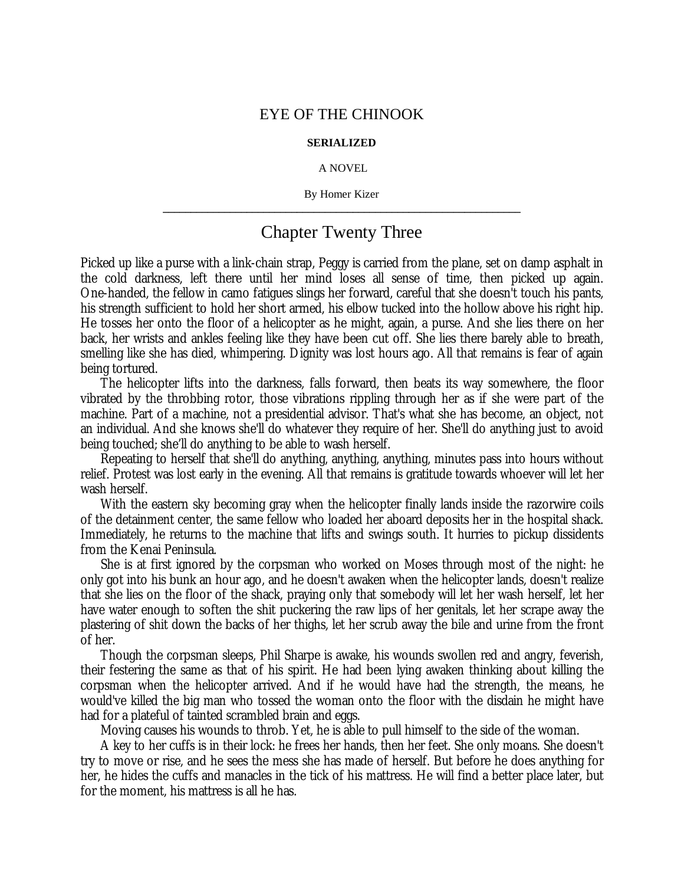# EYE OF THE CHINOOK

**SERIALIZED**

A NOVEL

By Homer Kizer

---

## Chapter Twenty Three

Picked up like a purse with a link-chain strap, Peggy is carried from the plane, set on damp asphalt in the cold darkness, left there until her mind loses all sense of time, then picked up again. One-handed, the fellow in camo fatigues slings her forward, careful that she doesn't touch his pants, his strength sufficient to hold her short armed, his elbow tucked into the hollow above his right hip. He tosses her onto the floor of a helicopter as he might, again, a purse. And she lies there on her back, her wrists and ankles feeling like they have been cut off. She lies there barely able to breath, smelling like she has died, whimpering. Dignity was lost hours ago. All that remains is fear of again being tortured.

The helicopter lifts into the darkness, falls forward, then beats its way somewhere, the floor vibrated by the throbbing rotor, those vibrations rippling through her as if she were part of the machine. Part of a machine, not a presidential advisor. That's what she has become, an object, not an individual. And she knows she'll do whatever they require of her. She'll do anything just to avoid being touched; she'll do anything to be able to wash herself.

Repeating to herself that she'll do anything, anything, anything, minutes pass into hours without relief. Protest was lost early in the evening. All that remains is gratitude towards whoever will let her wash herself.

With the eastern sky becoming gray when the helicopter finally lands inside the razorwire coils of the detainment center, the same fellow who loaded her aboard deposits her in the hospital shack. Immediately, he returns to the machine that lifts and swings south. It hurries to pickup dissidents from the Kenai Peninsula.

She is at first ignored by the corpsman who worked on Moses through most of the night: he only got into his bunk an hour ago, and he doesn't awaken when the helicopter lands, doesn't realize that she lies on the floor of the shack, praying only that somebody will let her wash herself, let her have water enough to soften the shit puckering the raw lips of her genitals, let her scrape away the plastering of shit down the backs of her thighs, let her scrub away the bile and urine from the front of her.

Though the corpsman sleeps, Phil Sharpe is awake, his wounds swollen red and angry, feverish, their festering the same as that of his spirit. He had been lying awaken thinking about killing the corpsman when the helicopter arrived. And if he would have had the strength, the means, he would've killed the big man who tossed the woman onto the floor with the disdain he might have had for a plateful of tainted scrambled brain and eggs.

Moving causes his wounds to throb. Yet, he is able to pull himself to the side of the woman.

A key to her cuffs is in their lock: he frees her hands, then her feet. She only moans. She doesn't try to move or rise, and he sees the mess she has made of herself. But before he does anything for her, he hides the cuffs and manacles in the tick of his mattress. He will find a better place later, but for the moment, his mattress is all he has.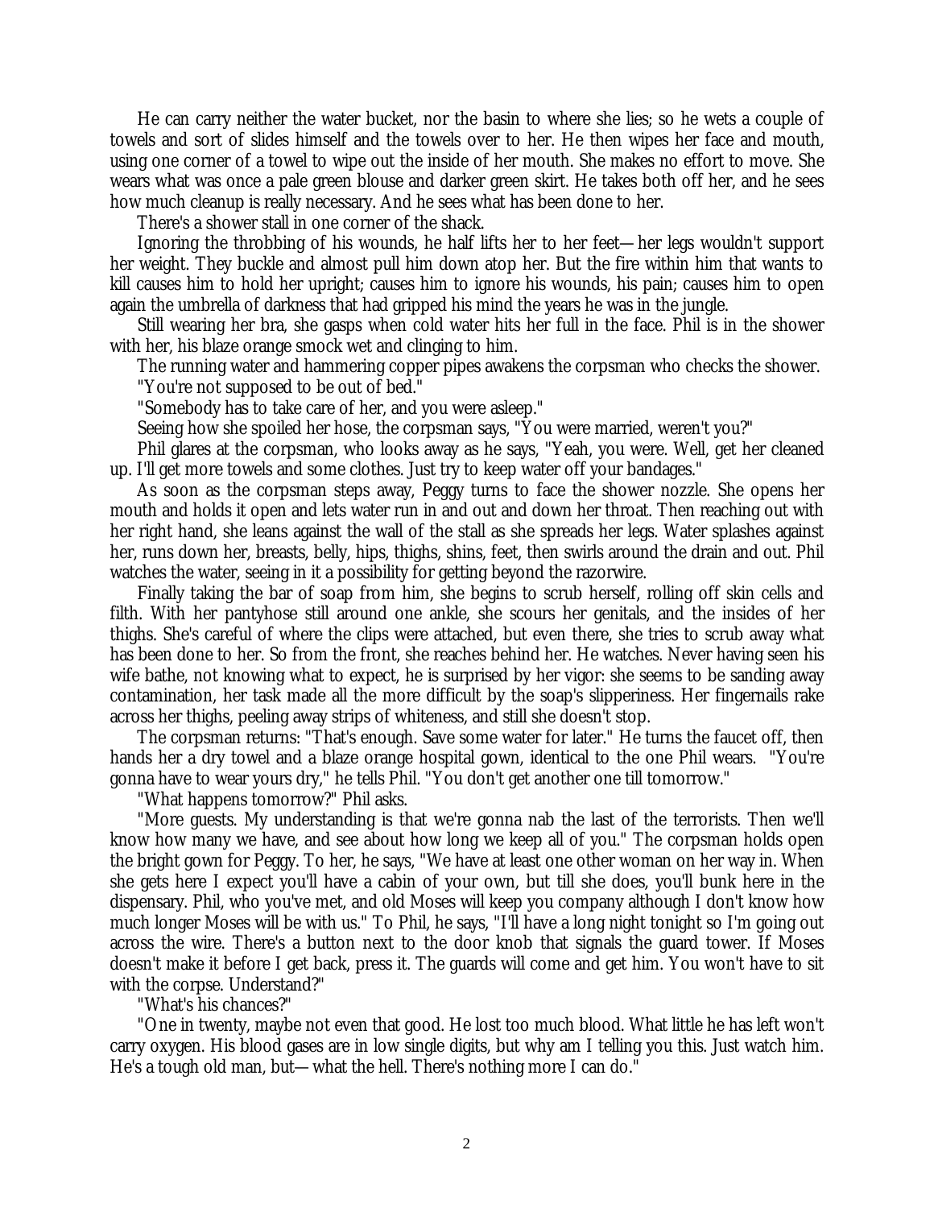He can carry neither the water bucket, nor the basin to where she lies; so he wets a couple of towels and sort of slides himself and the towels over to her. He then wipes her face and mouth, using one corner of a towel to wipe out the inside of her mouth. She makes no effort to move. She wears what was once a pale green blouse and darker green skirt. He takes both off her, and he sees how much cleanup is really necessary. And he sees what has been done to her.

There's a shower stall in one corner of the shack.

Ignoring the throbbing of his wounds, he half lifts her to her feet—her legs wouldn't support her weight. They buckle and almost pull him down atop her. But the fire within him that wants to kill causes him to hold her upright; causes him to ignore his wounds, his pain; causes him to open again the umbrella of darkness that had gripped his mind the years he was in the jungle.

Still wearing her bra, she gasps when cold water hits her full in the face. Phil is in the shower with her, his blaze orange smock wet and clinging to him.

The running water and hammering copper pipes awakens the corpsman who checks the shower.

"You're not supposed to be out of bed."

"Somebody has to take care of her, and you were asleep."

Seeing how she spoiled her hose, the corpsman says, "You were married, weren't you?"

Phil glares at the corpsman, who looks away as he says, "Yeah, you were. Well, get her cleaned up. I'll get more towels and some clothes. Just try to keep water off your bandages."

As soon as the corpsman steps away, Peggy turns to face the shower nozzle. She opens her mouth and holds it open and lets water run in and out and down her throat. Then reaching out with her right hand, she leans against the wall of the stall as she spreads her legs. Water splashes against her, runs down her, breasts, belly, hips, thighs, shins, feet, then swirls around the drain and out. Phil watches the water, seeing in it a possibility for getting beyond the razorwire.

Finally taking the bar of soap from him, she begins to scrub herself, rolling off skin cells and filth. With her pantyhose still around one ankle, she scours her genitals, and the insides of her thighs. She's careful of where the clips were attached, but even there, she tries to scrub away what has been done to her. So from the front, she reaches behind her. He watches. Never having seen his wife bathe, not knowing what to expect, he is surprised by her vigor: she seems to be sanding away contamination, her task made all the more difficult by the soap's slipperiness. Her fingernails rake across her thighs, peeling away strips of whiteness, and still she doesn't stop.

The corpsman returns: "That's enough. Save some water for later." He turns the faucet off, then hands her a dry towel and a blaze orange hospital gown, identical to the one Phil wears. "You're gonna have to wear yours dry," he tells Phil. "You don't get another one till tomorrow."

"What happens tomorrow?" Phil asks.

"More guests. My understanding is that we're gonna nab the last of the terrorists. Then we'll know how many we have, and see about how long we keep all of you." The corpsman holds open the bright gown for Peggy. To her, he says, "We have at least one other woman on her way in. When she gets here I expect you'll have a cabin of your own, but till she does, you'll bunk here in the dispensary. Phil, who you've met, and old Moses will keep you company although I don't know how much longer Moses will be with us." To Phil, he says, "I'll have a long night tonight so I'm going out across the wire. There's a button next to the door knob that signals the guard tower. If Moses doesn't make it before I get back, press it. The guards will come and get him. You won't have to sit with the corpse. Understand?"

"What's his chances?"

"One in twenty, maybe not even that good. He lost too much blood. What little he has left won't carry oxygen. His blood gases are in low single digits, but why am I telling you this. Just watch him. He's a tough old man, but—what the hell. There's nothing more I can do."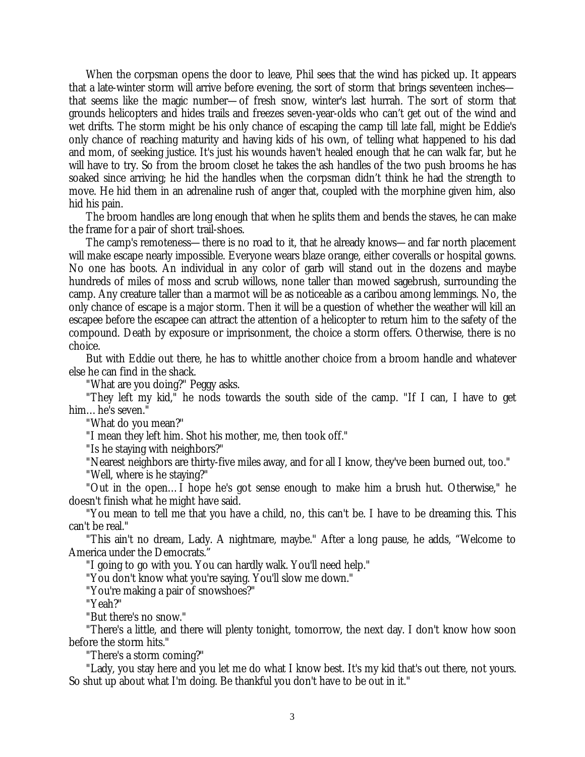When the corpsman opens the door to leave, Phil sees that the wind has picked up. It appears that a late-winter storm will arrive before evening, the sort of storm that brings seventeen inches—that seems like the magic number—of fresh snow, winter's last hurrah. The sort of storm that grounds helicopters and hides trails and freezes seven-year-olds who can't get out of the wind and wet drifts. The storm might be his only chance of escaping the camp till late fall, might be Eddie's only chance of reaching maturity and having kids of his own, of telling what happened to his dad and mom, of seeking justice. It's just his wounds haven't healed enough that he can walk far, but he will have to try. So from the broom closet he takes the ash handles of the two push brooms he has soaked since arriving; he hid the handles when the corpsman didn't think he had the strength to move. He hid them in an adrenaline rush of anger that, coupled with the morphine given him, also hid his pain.

The broom handles are long enough that when he splits them and bends the staves, he can make the frame for a pair of short trail-shoes.

The camp's remoteness—there is no road to it, that he already knows—and far north placement will make escape nearly impossible. Everyone wears blaze orange, either coveralls or hospital gowns. No one has boots. An individual in any color of garb will stand out in the dozens and maybe hundreds of miles of moss and scrub willows, none taller than mowed sagebrush, surrounding the camp. Any creature taller than a marmot will be as noticeable as a caribou among lemmings. No, the only chance of escape is a major storm. Then it will be a question of whether the weather will kill an escapee before the escapee can attract the attention of a helicopter to return him to the safety of the compound. Death by exposure or imprisonment, the choice a storm offers. Otherwise, there is no choice.

But with Eddie out there, he has to whittle another choice from a broom handle and whatever else he can find in the shack.

"What are you doing?" Peggy asks.

"They left my kid," he nods towards the south side of the camp. "If I can, I have to get him… he's seven."

"What do you mean?"

"I mean they left him. Shot his mother, me, then took off."

"Is he staying with neighbors?"

"Nearest neighbors are thirty-five miles away, and for all I know, they've been burned out, too."

"Well, where is he staying?"

"Out in the open… I hope he's got sense enough to make him a brush hut. Otherwise," he doesn't finish what he might have said.

"You mean to tell me that you have a child, no, this can't be. I have to be dreaming this. This can't be real."

"This ain't no dream, Lady. A nightmare, maybe." After a long pause, he adds, "Welcome to America under the Democrats."

"I going to go with you. You can hardly walk. You'll need help."

"You don't know what you're saying. You'll slow me down."

"You're making a pair of snowshoes?"

"Yeah?"

"But there's no snow."

"There's a little, and there will plenty tonight, tomorrow, the next day. I don't know how soon before the storm hits."

"There's a storm coming?"

"Lady, you stay here and you let me do what I know best. It's my kid that's out there, not yours. So shut up about what I'm doing. Be thankful you don't have to be out in it."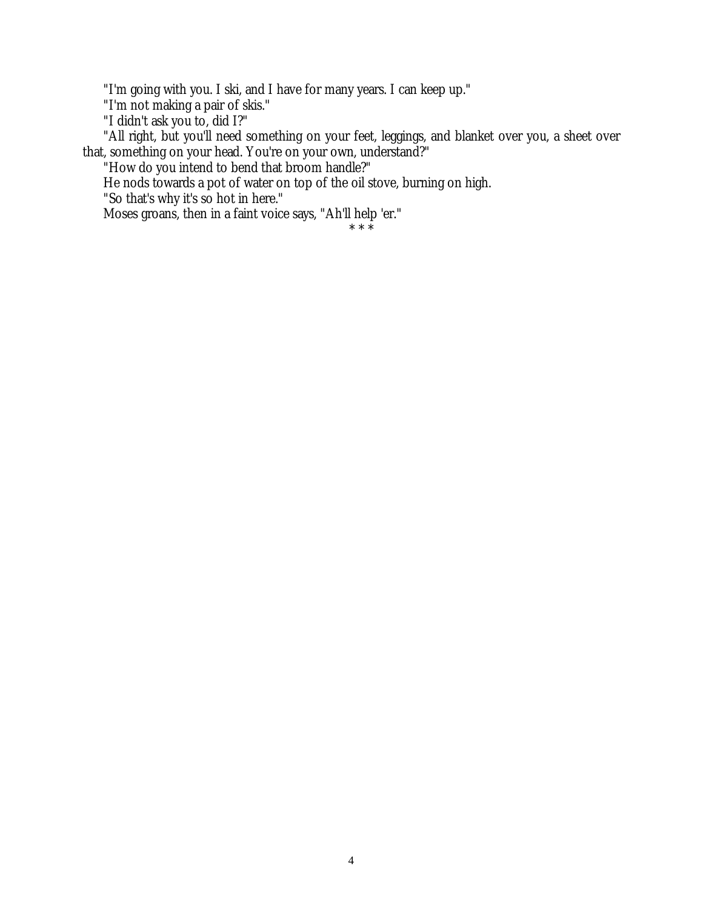"I'm going with you. I ski, and I have for many years. I can keep up."

"I'm not making a pair of skis."

"I didn't ask you to, did I?"

"All right, but you'll need something on your feet, leggings, and blanket over you, a sheet over that, something on your head. You're on your own, understand?"

"How do you intend to bend that broom handle?"

He nods towards a pot of water on top of the oil stove, burning on high.

"So that's why it's so hot in here."

Moses groans, then in a faint voice says, "Ah'll help 'er."

* * *